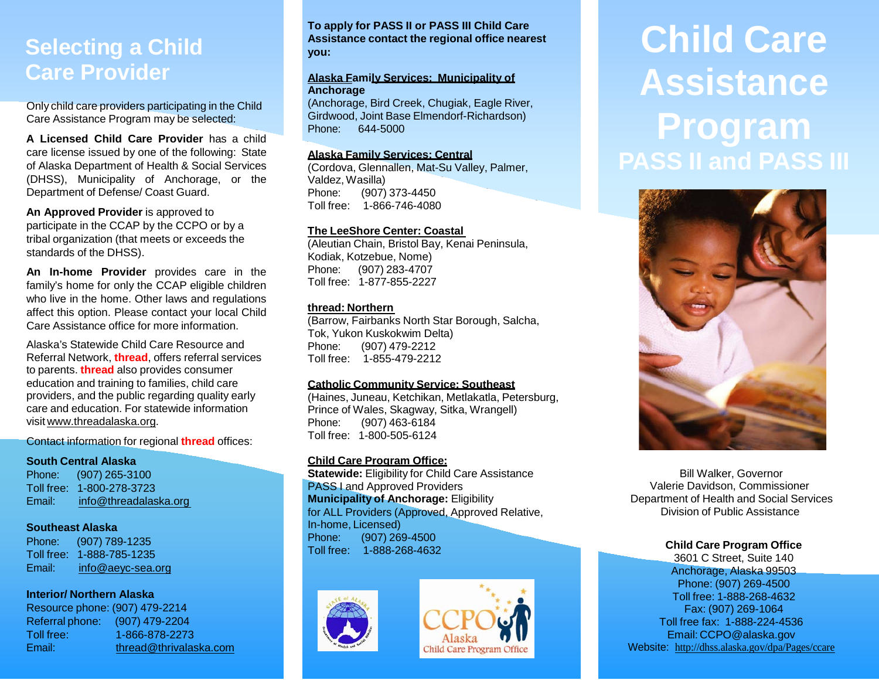## Selecting a Child Care Provider

Only child care providers participating in the Child Care Assistance Program may be selected:

**A Licensed Child Care Provider** has a child care license issued by one of the following: State of Alaska Department of Health & Social Services (DHSS), Municipality of Anchorage, or the Department of Defense/ Coast Guard.

**An Approved Provider** is approved to participate in the CCAP by the CCPO or by a tribal organization (that meets or exceeds the standards of the DHSS).

**An In-home Provider** provides care in the family's home for only the CCAP eligible children who live in the home. Other laws and regulations affect this option. Please contact your local Child Care Assistance office for more information.

Alaska's Statewide Child Care Resource and Referral Network, **thread**, offers referral services to parents. **thread** also provides consumer education and training to families, child care providers, and the public regarding quality early care and education. For statewide information visit www.threadalaska.org.

Contact information for regional **thread** offices:

**South Central Alaska**
Phone: (907) 265-3100
Toll free: 1-800-278-3723
Email: info@threadalaska.org

**Southeast Alaska**
Phone: (907) 789-1235
Toll free: 1-888-785-1235
Email: info@aeyc-sea.org

**Interior/ Northern Alaska**
Resource phone: (907) 479-2214
Referral phone: (907) 479-2204
Toll free: 1-866-878-2273
Email: thread@thrivalaska.com

**To apply for PASS II or PASS III Child Care Assistance contact the regional office nearest you:**

**Alaska Family Services: Municipality of Anchorage**
(Anchorage, Bird Creek, Chugiak, Eagle River, Girdwood, Joint Base Elmendorf-Richardson)
Phone: 644-5000

**Alaska Family Services: Central**
(Cordova, Glennallen, Mat-Su Valley, Palmer, Valdez, Wasilla)
Phone: (907) 373-4450
Toll free: 1-866-746-4080

**The LeeShore Center: Coastal**
(Aleutian Chain, Bristol Bay, Kenai Peninsula, Kodiak, Kotzebue, Nome)
Phone: (907) 283-4707
Toll free: 1-877-855-2227

**thread: Northern**
(Barrow, Fairbanks North Star Borough, Salcha, Tok, Yukon Kuskokwim Delta)
Phone: (907) 479-2212
Toll free: 1-855-479-2212

**Catholic Community Service: Southeast**
(Haines, Juneau, Ketchikan, Metlakatla, Petersburg, Prince of Wales, Skagway, Sitka, Wrangell)
Phone: (907) 463-6184
Toll free: 1-800-505-6124

**Child Care Program Office:**
**Statewide:** Eligibility for Child Care Assistance PASS I and Approved Providers
**Municipality of Anchorage:** Eligibility for ALL Providers (Approved, Approved Relative, In-home, Licensed)
Phone: (907) 269-4500
Toll free: 1-888-268-4632

CCPO Alaska Child Care Program Office

# Child Care Assistance Program
## PASS II and PASS III

Bill Walker, Governor
Valerie Davidson, Commissioner
Department of Health and Social Services
Division of Public Assistance

**Child Care Program Office**
3601 C Street, Suite 140
Anchorage, Alaska 99503
Phone: (907) 269-4500
Toll free: 1-888-268-4632
Fax: (907) 269-1064
Toll free fax: 1-888-224-4536
Email: CCPO@alaska.gov
Website: http://dhss.alaska.gov/dpa/Pages/ccare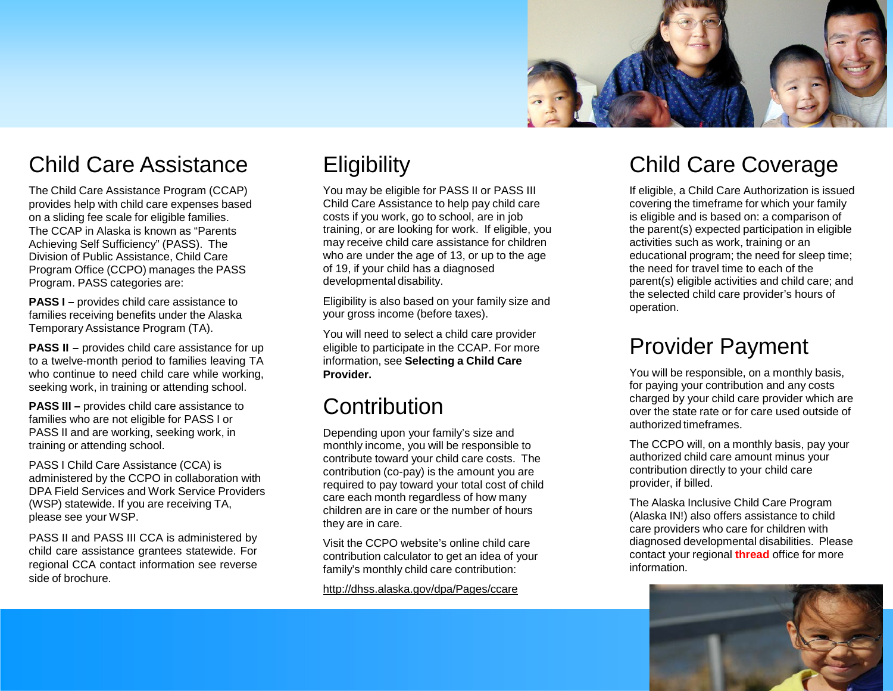## Child Care Assistance

The Child Care Assistance Program (CCAP) provides help with child care expenses based on a sliding fee scale for eligible families. The CCAP in Alaska is known as "Parents Achieving Self Sufficiency" (PASS). The Division of Public Assistance, Child Care Program Office (CCPO) manages the PASS Program. PASS categories are:

**PASS I –** provides child care assistance to families receiving benefits under the Alaska Temporary Assistance Program (TA).

**PASS II –** provides child care assistance for up to a twelve-month period to families leaving TA who continue to need child care while working, seeking work, in training or attending school.

**PASS III –** provides child care assistance to families who are not eligible for PASS I or PASS II and are working, seeking work, in training or attending school.

PASS I Child Care Assistance (CCA) is administered by the CCPO in collaboration with DPA Field Services and Work Service Providers (WSP) statewide. If you are receiving TA, please see your WSP.

PASS II and PASS III CCA is administered by child care assistance grantees statewide. For regional CCA contact information see reverse side of brochure.

## Eligibility

You may be eligible for PASS II or PASS III Child Care Assistance to help pay child care costs if you work, go to school, are in job training, or are looking for work. If eligible, you may receive child care assistance for children who are under the age of 13, or up to the age of 19, if your child has a diagnosed developmental disability.

Eligibility is also based on your family size and your gross income (before taxes).

You will need to select a child care provider eligible to participate in the CCAP. For more information, see **Selecting a Child Care Provider.**

## Contribution

Depending upon your family's size and monthly income, you will be responsible to contribute toward your child care costs. The contribution (co-pay) is the amount you are required to pay toward your total cost of child care each month regardless of how many children are in care or the number of hours they are in care.

Visit the CCPO website's online child care contribution calculator to get an idea of your family's monthly child care contribution:

http://dhss.alaska.gov/dpa/Pages/ccare

## Child Care Coverage

If eligible, a Child Care Authorization is issued covering the timeframe for which your family is eligible and is based on: a comparison of the parent(s) expected participation in eligible activities such as work, training or an educational program; the need for sleep time; the need for travel time to each of the parent(s) eligible activities and child care; and the selected child care provider's hours of operation.

## Provider Payment

You will be responsible, on a monthly basis, for paying your contribution and any costs charged by your child care provider which are over the state rate or for care used outside of authorized timeframes.

The CCPO will, on a monthly basis, pay your authorized child care amount minus your contribution directly to your child care provider, if billed.

The Alaska Inclusive Child Care Program (Alaska IN!) also offers assistance to child care providers who care for children with diagnosed developmental disabilities. Please contact your regional **thread** office for more information.